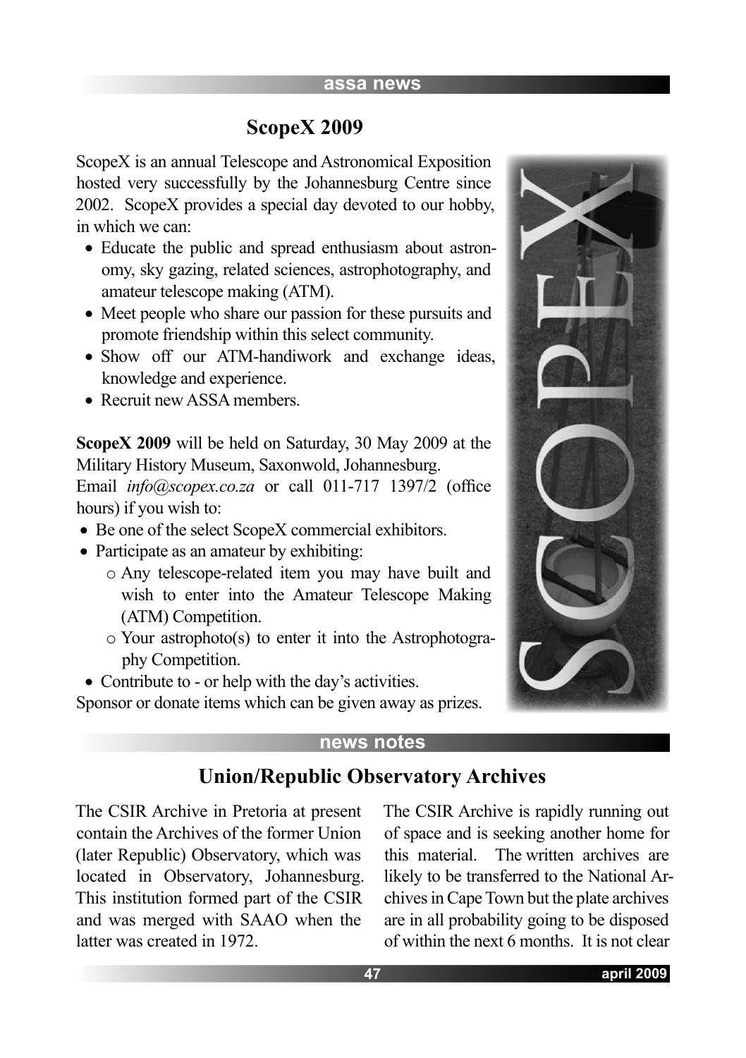## ScopeX 2009

ScopeX is an annual Telescope and Astronomical Exposition hosted very successfully by the Johannesburg Centre since 2002. ScopeX provides a special day devoted to our hobby, in which we can:

- Educate the public and spread enthusiasm about astronomy, sky gazing, related sciences, astrophotography, and amateur telescope making (ATM).
- Meet people who share our passion for these pursuits and promote friendship within this select community.
- Show off our ATM-handiwork and exchange ideas, knowledge and experience.
- Recruit new ASSA members.

**ScopeX 2009** will be held on Saturday, 30 May 2009 at the Military History Museum, Saxonwold, Johannesburg.
Email *info@scopex.co.za* or call 011-717 1397/2 (office hours) if you wish to:

- Be one of the select ScopeX commercial exhibitors.
- Participate as an amateur by exhibiting:
  - Any telescope-related item you may have built and wish to enter into the Amateur Telescope Making (ATM) Competition.
  - Your astrophoto(s) to enter it into the Astrophotography Competition.
- Contribute to - or help with the day's activities.

Sponsor or donate items which can be given away as prizes.

## Union/Republic Observatory Archives

The CSIR Archive in Pretoria at present contain the Archives of the former Union (later Republic) Observatory, which was located in Observatory, Johannesburg. This institution formed part of the CSIR and was merged with SAAO when the latter was created in 1972.

The CSIR Archive is rapidly running out of space and is seeking another home for this material. The written archives are likely to be transferred to the National Archives in Cape Town but the plate archives are in all probability going to be disposed of within the next 6 months. It is not clear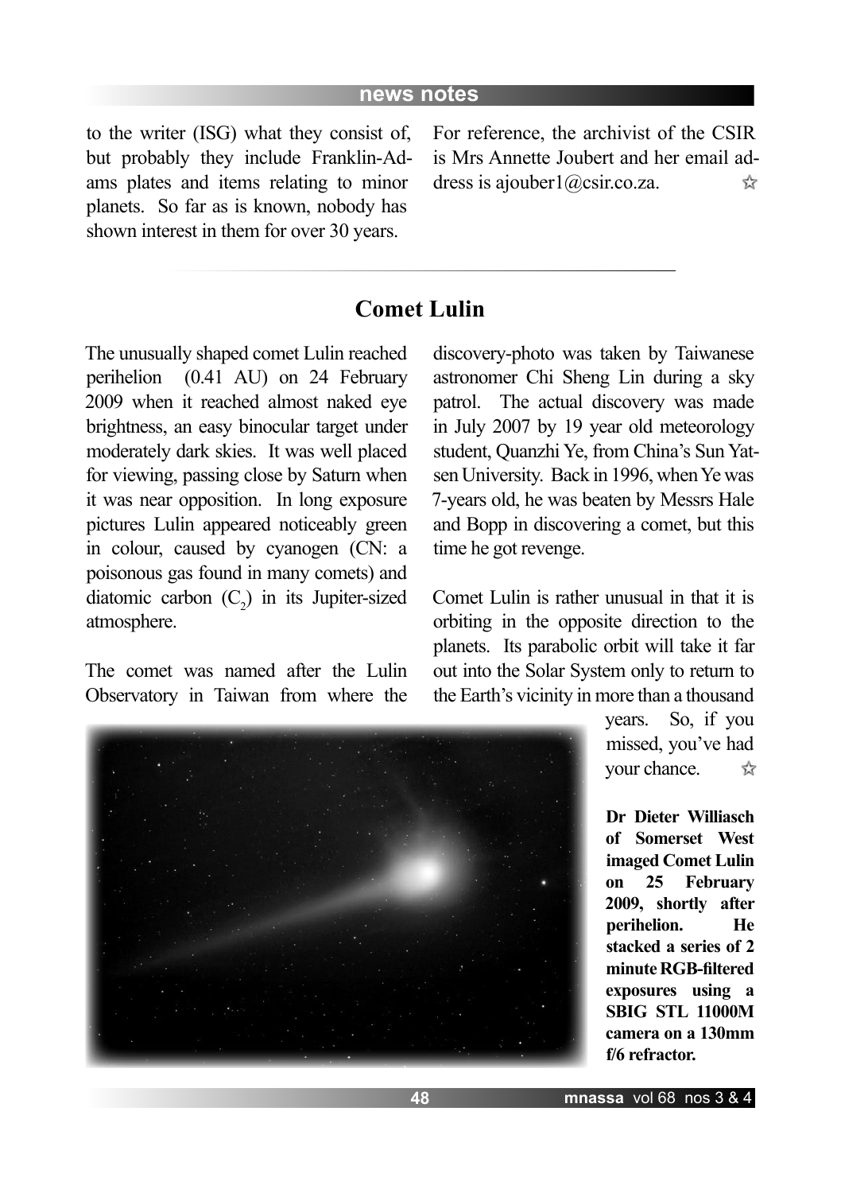to the writer (ISG) what they consist of, but probably they include Franklin-Adams plates and items relating to minor planets. So far as is known, nobody has shown interest in them for over 30 years.

For reference, the archivist of the CSIR is Mrs Annette Joubert and her email address is ajouber1@csir.co.za. ☆

---

## Comet Lulin

The unusually shaped comet Lulin reached perihelion (0.41 AU) on 24 February 2009 when it reached almost naked eye brightness, an easy binocular target under moderately dark skies. It was well placed for viewing, passing close by Saturn when it was near opposition. In long exposure pictures Lulin appeared noticeably green in colour, caused by cyanogen (CN: a poisonous gas found in many comets) and diatomic carbon ($C_2$) in its Jupiter-sized atmosphere.

The comet was named after the Lulin Observatory in Taiwan from where the discovery-photo was taken by Taiwanese astronomer Chi Sheng Lin during a sky patrol. The actual discovery was made in July 2007 by 19 year old meteorology student, Quanzhi Ye, from China's Sun Yat-sen University. Back in 1996, when Ye was 7-years old, he was beaten by Messrs Hale and Bopp in discovering a comet, but this time he got revenge.

Comet Lulin is rather unusual in that it is orbiting in the opposite direction to the planets. Its parabolic orbit will take it far out into the Solar System only to return to the Earth's vicinity in more than a thousand years. So, if you missed, you've had your chance. ☆

**Dr Dieter Williasch of Somerset West imaged Comet Lulin on 25 February 2009, shortly after perihelion. He stacked a series of 2 minute RGB-filtered exposures using a SBIG STL 11000M camera on a 130mm f/6 refractor.**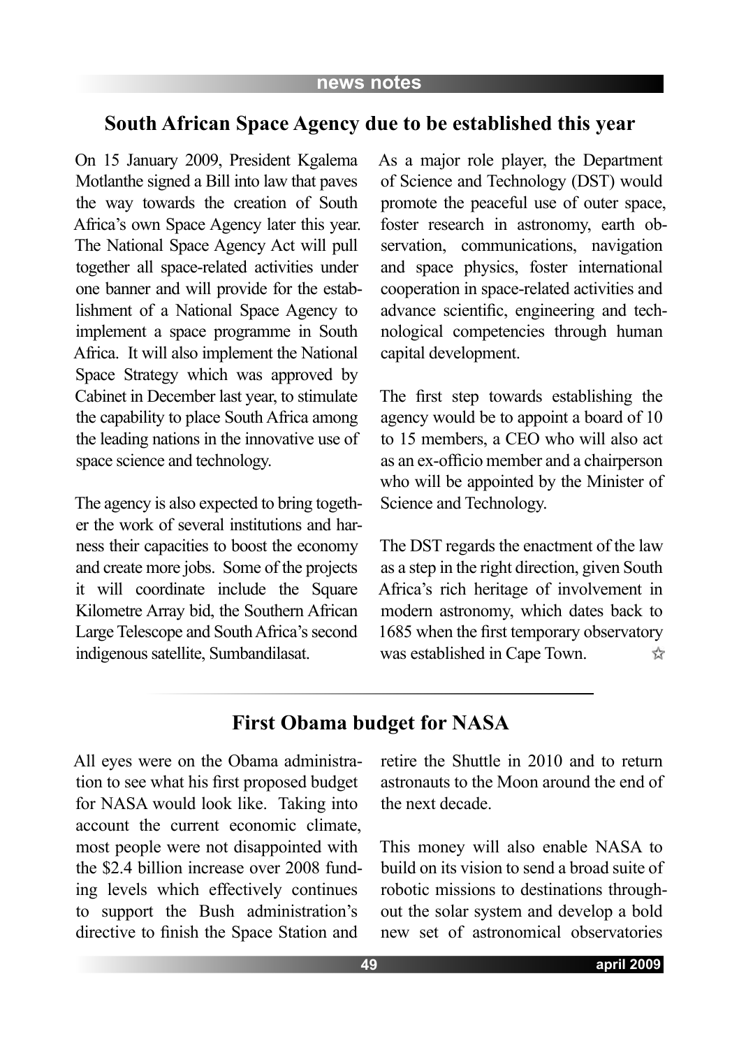## South African Space Agency due to be established this year

On 15 January 2009, President Kgalema Motlanthe signed a Bill into law that paves the way towards the creation of South Africa's own Space Agency later this year. The National Space Agency Act will pull together all space-related activities under one banner and will provide for the establishment of a National Space Agency to implement a space programme in South Africa. It will also implement the National Space Strategy which was approved by Cabinet in December last year, to stimulate the capability to place South Africa among the leading nations in the innovative use of space science and technology.

The agency is also expected to bring together the work of several institutions and harness their capacities to boost the economy and create more jobs. Some of the projects it will coordinate include the Square Kilometre Array bid, the Southern African Large Telescope and South Africa's second indigenous satellite, Sumbandilasat.

As a major role player, the Department of Science and Technology (DST) would promote the peaceful use of outer space, foster research in astronomy, earth observation, communications, navigation and space physics, foster international cooperation in space-related activities and advance scientific, engineering and technological competencies through human capital development.

The first step towards establishing the agency would be to appoint a board of 10 to 15 members, a CEO who will also act as an ex-officio member and a chairperson who will be appointed by the Minister of Science and Technology.

The DST regards the enactment of the law as a step in the right direction, given South Africa's rich heritage of involvement in modern astronomy, which dates back to 1685 when the first temporary observatory was established in Cape Town. ☆

## First Obama budget for NASA

All eyes were on the Obama administration to see what his first proposed budget for NASA would look like. Taking into account the current economic climate, most people were not disappointed with the \$2.4 billion increase over 2008 funding levels which effectively continues to support the Bush administration's directive to finish the Space Station and retire the Shuttle in 2010 and to return astronauts to the Moon around the end of the next decade.

This money will also enable NASA to build on its vision to send a broad suite of robotic missions to destinations throughout the solar system and develop a bold new set of astronomical observatories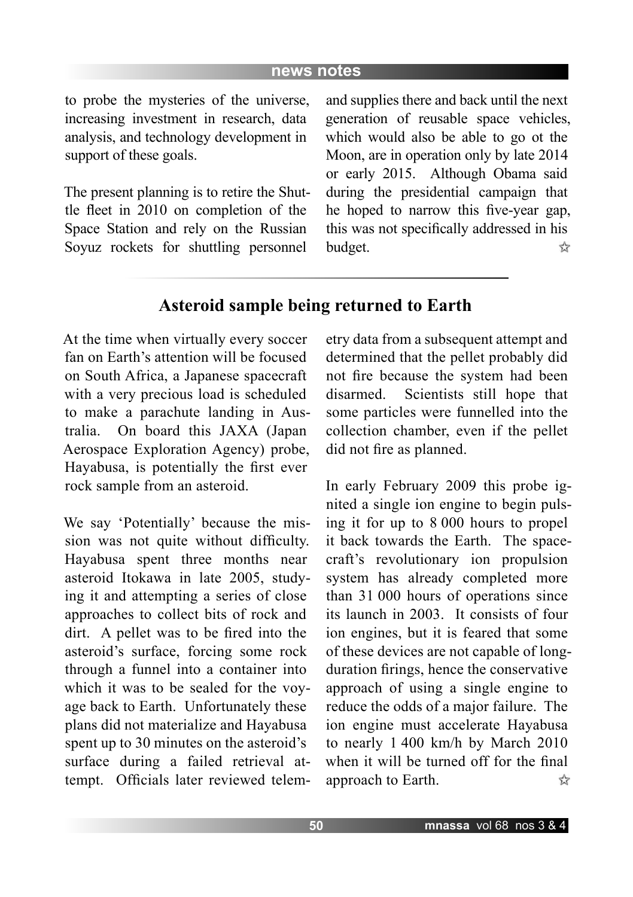to probe the mysteries of the universe, increasing investment in research, data analysis, and technology development in support of these goals.

The present planning is to retire the Shuttle fleet in 2010 on completion of the Space Station and rely on the Russian Soyuz rockets for shuttling personnel and supplies there and back until the next generation of reusable space vehicles, which would also be able to go ot the Moon, are in operation only by late 2014 or early 2015. Although Obama said during the presidential campaign that he hoped to narrow this five-year gap, this was not specifically addressed in his budget. ☆

## Asteroid sample being returned to Earth

At the time when virtually every soccer fan on Earth's attention will be focused on South Africa, a Japanese spacecraft with a very precious load is scheduled to make a parachute landing in Australia. On board this JAXA (Japan Aerospace Exploration Agency) probe, Hayabusa, is potentially the first ever rock sample from an asteroid.

We say 'Potentially' because the mission was not quite without difficulty. Hayabusa spent three months near asteroid Itokawa in late 2005, studying it and attempting a series of close approaches to collect bits of rock and dirt. A pellet was to be fired into the asteroid's surface, forcing some rock through a funnel into a container into which it was to be sealed for the voyage back to Earth. Unfortunately these plans did not materialize and Hayabusa spent up to 30 minutes on the asteroid's surface during a failed retrieval attempt. Officials later reviewed telemetry data from a subsequent attempt and determined that the pellet probably did not fire because the system had been disarmed. Scientists still hope that some particles were funnelled into the collection chamber, even if the pellet did not fire as planned.

In early February 2009 this probe ignited a single ion engine to begin pulsing it for up to 8 000 hours to propel it back towards the Earth. The spacecraft's revolutionary ion propulsion system has already completed more than 31 000 hours of operations since its launch in 2003. It consists of four ion engines, but it is feared that some of these devices are not capable of long-duration firings, hence the conservative approach of using a single engine to reduce the odds of a major failure. The ion engine must accelerate Hayabusa to nearly 1 400 km/h by March 2010 when it will be turned off for the final approach to Earth. ☆